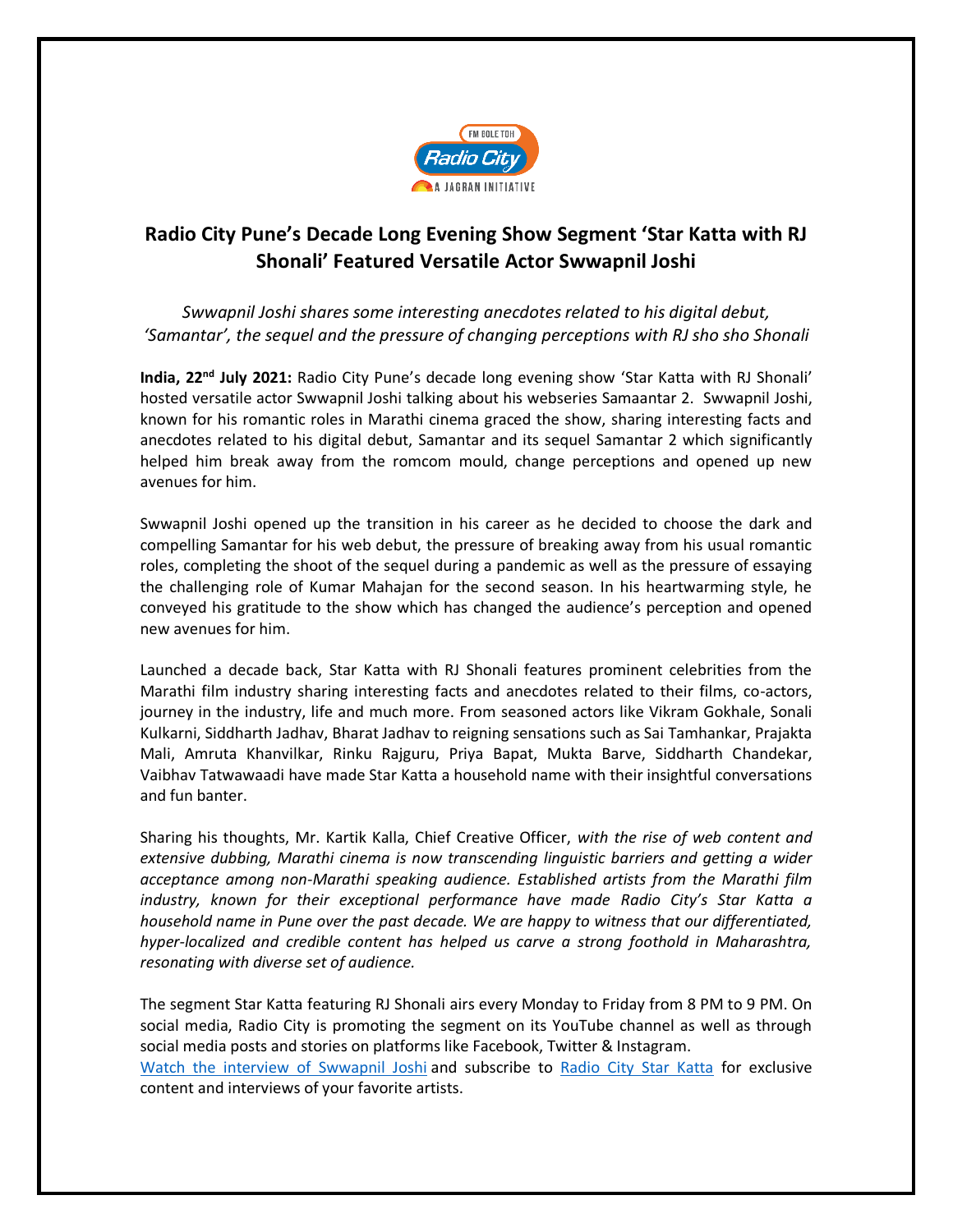# Radio City Pune's Decade Long Evening Show Segment 'Star Katta with RJ Shonali' Featured Versatile Actor Swwapnil Joshi

*Swwapnil Joshi shares some interesting anecdotes related to his digital debut, 'Samantar', the sequel and the pressure of changing perceptions with RJ sho sho Shonali*

**India, 22nd July 2021:** Radio City Pune's decade long evening show 'Star Katta with RJ Shonali' hosted versatile actor Swwapnil Joshi talking about his webseries Samaantar 2. Swwapnil Joshi, known for his romantic roles in Marathi cinema graced the show, sharing interesting facts and anecdotes related to his digital debut, Samantar and its sequel Samantar 2 which significantly helped him break away from the romcom mould, change perceptions and opened up new avenues for him.

Swwapnil Joshi opened up the transition in his career as he decided to choose the dark and compelling Samantar for his web debut, the pressure of breaking away from his usual romantic roles, completing the shoot of the sequel during a pandemic as well as the pressure of essaying the challenging role of Kumar Mahajan for the second season. In his heartwarming style, he conveyed his gratitude to the show which has changed the audience's perception and opened new avenues for him.

Launched a decade back, Star Katta with RJ Shonali features prominent celebrities from the Marathi film industry sharing interesting facts and anecdotes related to their films, co-actors, journey in the industry, life and much more. From seasoned actors like Vikram Gokhale, Sonali Kulkarni, Siddharth Jadhav, Bharat Jadhav to reigning sensations such as Sai Tamhankar, Prajakta Mali, Amruta Khanvilkar, Rinku Rajguru, Priya Bapat, Mukta Barve, Siddharth Chandekar, Vaibhav Tatwawaadi have made Star Katta a household name with their insightful conversations and fun banter.

Sharing his thoughts, Mr. Kartik Kalla, Chief Creative Officer, *with the rise of web content and extensive dubbing, Marathi cinema is now transcending linguistic barriers and getting a wider acceptance among non-Marathi speaking audience. Established artists from the Marathi film industry, known for their exceptional performance have made Radio City's Star Katta a household name in Pune over the past decade. We are happy to witness that our differentiated, hyper-localized and credible content has helped us carve a strong foothold in Maharashtra, resonating with diverse set of audience.*

The segment Star Katta featuring RJ Shonali airs every Monday to Friday from 8 PM to 9 PM. On social media, Radio City is promoting the segment on its YouTube channel as well as through social media posts and stories on platforms like Facebook, Twitter & Instagram.
Watch the interview of Swwapnil Joshi and subscribe to Radio City Star Katta for exclusive content and interviews of your favorite artists.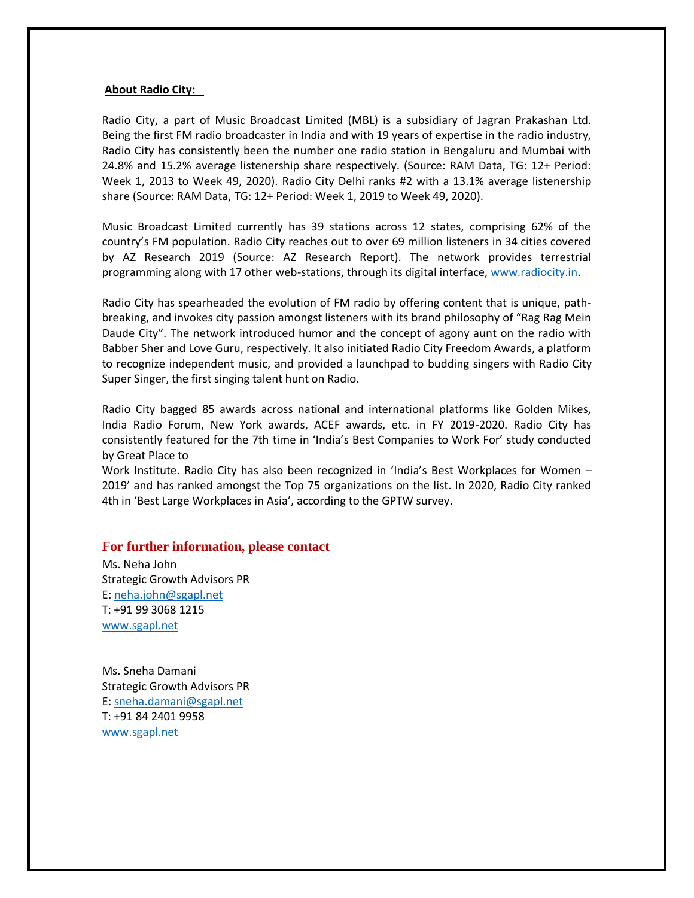**About Radio City:**

Radio City, a part of Music Broadcast Limited (MBL) is a subsidiary of Jagran Prakashan Ltd. Being the first FM radio broadcaster in India and with 19 years of expertise in the radio industry, Radio City has consistently been the number one radio station in Bengaluru and Mumbai with 24.8% and 15.2% average listenership share respectively. (Source: RAM Data, TG: 12+ Period: Week 1, 2013 to Week 49, 2020). Radio City Delhi ranks #2 with a 13.1% average listenership share (Source: RAM Data, TG: 12+ Period: Week 1, 2019 to Week 49, 2020).

Music Broadcast Limited currently has 39 stations across 12 states, comprising 62% of the country's FM population. Radio City reaches out to over 69 million listeners in 34 cities covered by AZ Research 2019 (Source: AZ Research Report). The network provides terrestrial programming along with 17 other web-stations, through its digital interface, [www.radiocity.in](http://www.radiocity.in).

Radio City has spearheaded the evolution of FM radio by offering content that is unique, path-breaking, and invokes city passion amongst listeners with its brand philosophy of "Rag Rag Mein Daude City". The network introduced humor and the concept of agony aunt on the radio with Babber Sher and Love Guru, respectively. It also initiated Radio City Freedom Awards, a platform to recognize independent music, and provided a launchpad to budding singers with Radio City Super Singer, the first singing talent hunt on Radio.

Radio City bagged 85 awards across national and international platforms like Golden Mikes, India Radio Forum, New York awards, ACEF awards, etc. in FY 2019-2020. Radio City has consistently featured for the 7th time in 'India's Best Companies to Work For' study conducted by Great Place to
Work Institute. Radio City has also been recognized in 'India's Best Workplaces for Women – 2019' and has ranked amongst the Top 75 organizations on the list. In 2020, Radio City ranked 4th in 'Best Large Workplaces in Asia', according to the GPTW survey.

**For further information, please contact**

Ms. Neha John
Strategic Growth Advisors PR
E: [neha.john@sgapl.net](mailto:neha.john@sgapl.net)
T: +91 99 3068 1215
[www.sgapl.net](http://www.sgapl.net)

Ms. Sneha Damani
Strategic Growth Advisors PR
E: [sneha.damani@sgapl.net](mailto:sneha.damani@sgapl.net)
T: +91 84 2401 9958
[www.sgapl.net](http://www.sgapl.net)